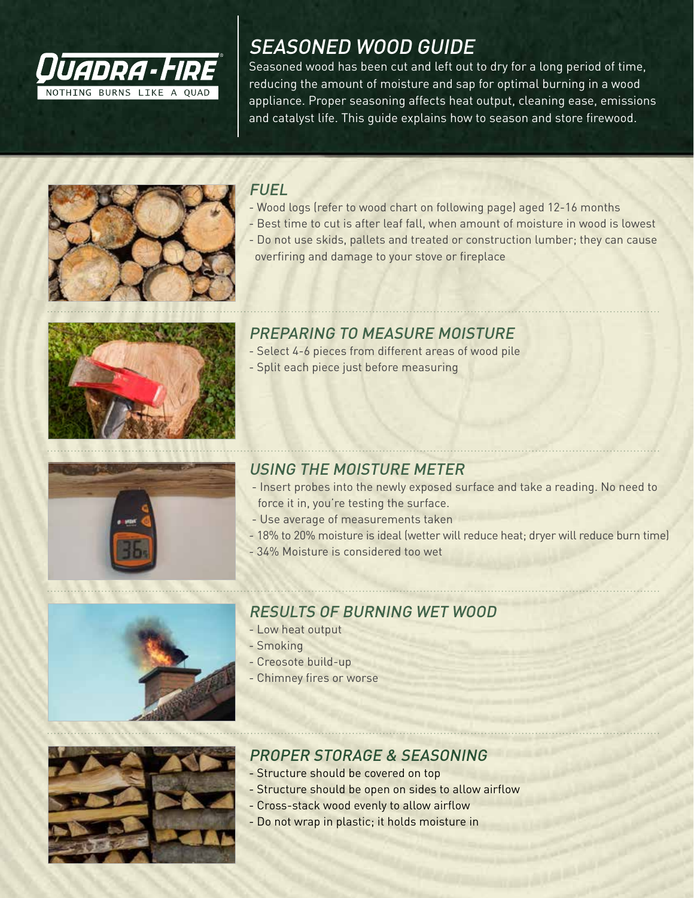# SEASONED WOOD GUIDE

Seasoned wood has been cut and left out to dry for a long period of time, reducing the amount of moisture and sap for optimal burning in a wood appliance. Proper seasoning affects heat output, cleaning ease, emissions and catalyst life. This guide explains how to season and store firewood.

## FUEL

- Wood logs (refer to wood chart on following page) aged 12-16 months
- Best time to cut is after leaf fall, when amount of moisture in wood is lowest
- Do not use skids, pallets and treated or construction lumber; they can cause overfiring and damage to your stove or fireplace

## PREPARING TO MEASURE MOISTURE

- Select 4-6 pieces from different areas of wood pile
- Split each piece just before measuring

## USING THE MOISTURE METER

- Insert probes into the newly exposed surface and take a reading. No need to force it in, you're testing the surface.
- Use average of measurements taken
- 18% to 20% moisture is ideal (wetter will reduce heat; dryer will reduce burn time)
- 34% Moisture is considered too wet

## RESULTS OF BURNING WET WOOD

- Low heat output
- Smoking
- Creosote build-up
- Chimney fires or worse

## PROPER STORAGE & SEASONING

- Structure should be covered on top
- Structure should be open on sides to allow airflow
- Cross-stack wood evenly to allow airflow
- Do not wrap in plastic; it holds moisture in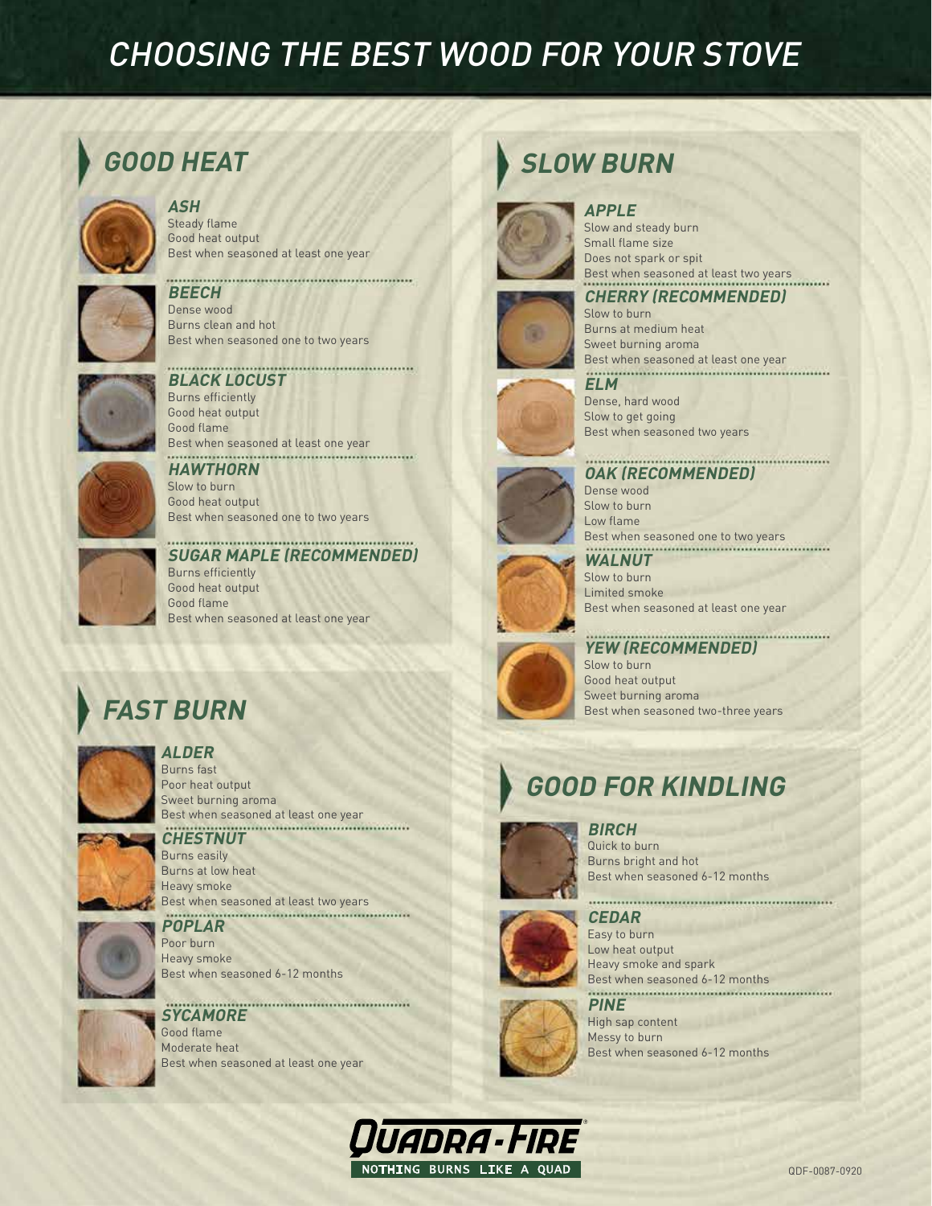# CHOOSING THE BEST WOOD FOR YOUR STOVE

## GOOD HEAT

### ASH
Steady flame
Good heat output
Best when seasoned at least one year

### BEECH
Dense wood
Burns clean and hot
Best when seasoned one to two years

### BLACK LOCUST
Burns efficiently
Good heat output
Good flame
Best when seasoned at least one year

### HAWTHORN
Slow to burn
Good heat output
Best when seasoned one to two years

### SUGAR MAPLE (RECOMMENDED)
Burns efficiently
Good heat output
Good flame
Best when seasoned at least one year

## FAST BURN

### ALDER
Burns fast
Poor heat output
Sweet burning aroma
Best when seasoned at least one year

### CHESTNUT
Burns easily
Burns at low heat
Heavy smoke
Best when seasoned at least two years

### POPLAR
Poor burn
Heavy smoke
Best when seasoned 6-12 months

### SYCAMORE
Good flame
Moderate heat
Best when seasoned at least one year

## SLOW BURN

### APPLE
Slow and steady burn
Small flame size
Does not spark or spit
Best when seasoned at least two years

### CHERRY (RECOMMENDED)
Slow to burn
Burns at medium heat
Sweet burning aroma
Best when seasoned at least one year

### ELM
Dense, hard wood
Slow to get going
Best when seasoned two years

### OAK (RECOMMENDED)
Dense wood
Slow to burn
Low flame
Best when seasoned one to two years

### WALNUT
Slow to burn
Limited smoke
Best when seasoned at least one year

### YEW (RECOMMENDED)
Slow to burn
Good heat output
Sweet burning aroma
Best when seasoned two-three years

## GOOD FOR KINDLING

### BIRCH
Quick to burn
Burns bright and hot
Best when seasoned 6-12 months

### CEDAR
Easy to burn
Low heat output
Heavy smoke and spark
Best when seasoned 6-12 months

### PINE
High sap content
Messy to burn
Best when seasoned 6-12 months

QUADRA-FIRE®
NOTHING BURNS LIKE A QUAD

QDF-0087-0920